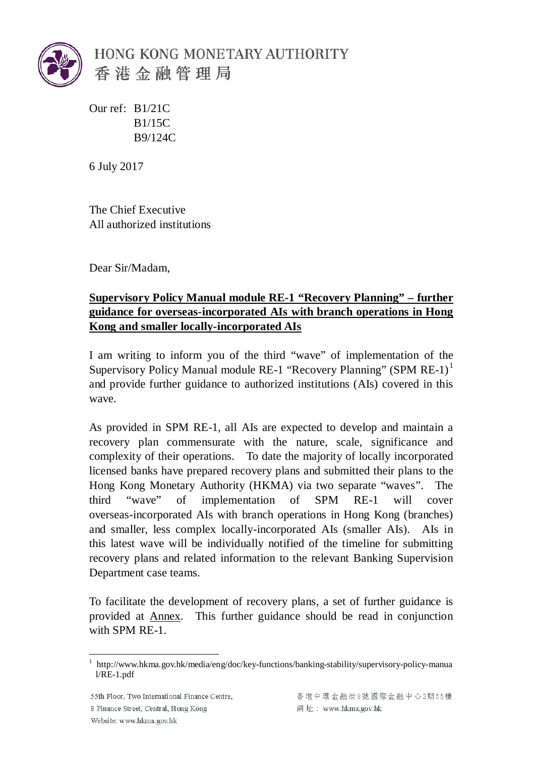HONG KONG MONETARY AUTHORITY
香港金融管理局

Our ref: B1/21C
B1/15C
B9/124C

6 July 2017

The Chief Executive
All authorized institutions

Dear Sir/Madam,

**Supervisory Policy Manual module RE-1 "Recovery Planning" – further guidance for overseas-incorporated AIs with branch operations in Hong Kong and smaller locally-incorporated AIs**

I am writing to inform you of the third "wave" of implementation of the Supervisory Policy Manual module RE-1 "Recovery Planning" (SPM RE-1)[1] and provide further guidance to authorized institutions (AIs) covered in this wave.

As provided in SPM RE-1, all AIs are expected to develop and maintain a recovery plan commensurate with the nature, scale, significance and complexity of their operations. To date the majority of locally incorporated licensed banks have prepared recovery plans and submitted their plans to the Hong Kong Monetary Authority (HKMA) via two separate "waves". The third "wave" of implementation of SPM RE-1 will cover overseas-incorporated AIs with branch operations in Hong Kong (branches) and smaller, less complex locally-incorporated AIs (smaller AIs). AIs in this latest wave will be individually notified of the timeline for submitting recovery plans and related information to the relevant Banking Supervision Department case teams.

To facilitate the development of recovery plans, a set of further guidance is provided at Annex. This further guidance should be read in conjunction with SPM RE-1.

[1] http://www.hkma.gov.hk/media/eng/doc/key-functions/banking-stability/supervisory-policy-manual/RE-1.pdf

55th Floor, Two International Finance Centre,
8 Finance Street, Central, Hong Kong
Website: www.hkma.gov.hk

香港中環金融街8號國際金融中心2期55樓
網址： www.hkma.gov.hk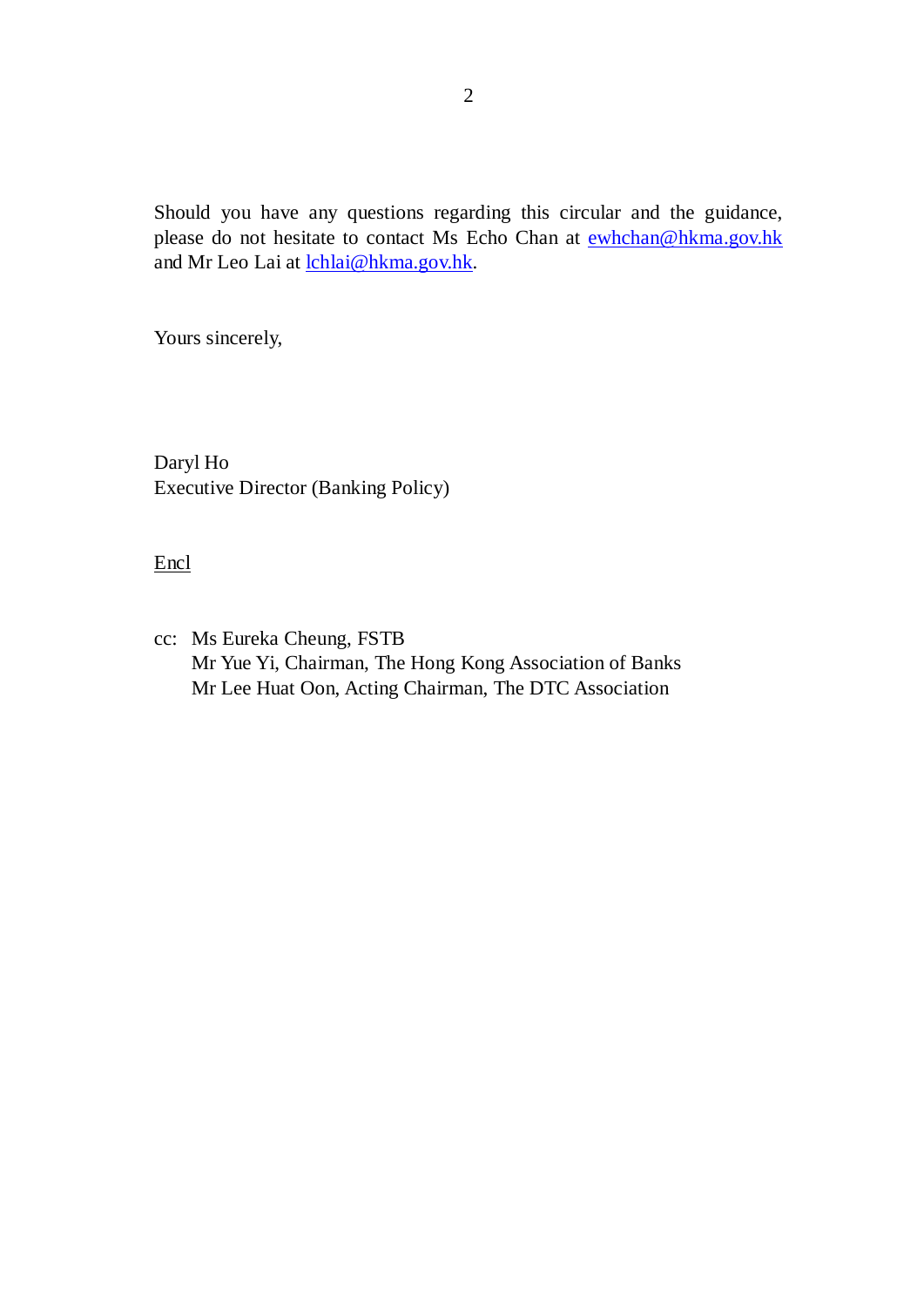Should you have any questions regarding this circular and the guidance, please do not hesitate to contact Ms Echo Chan at [ewhchan@hkma.gov.hk](mailto:ewhchan@hkma.gov.hk) and Mr Leo Lai at [lchlai@hkma.gov.hk](mailto:lchlai@hkma.gov.hk).

Yours sincerely,

Daryl Ho
Executive Director (Banking Policy)

Encl

cc: Ms Eureka Cheung, FSTB
Mr Yue Yi, Chairman, The Hong Kong Association of Banks
Mr Lee Huat Oon, Acting Chairman, The DTC Association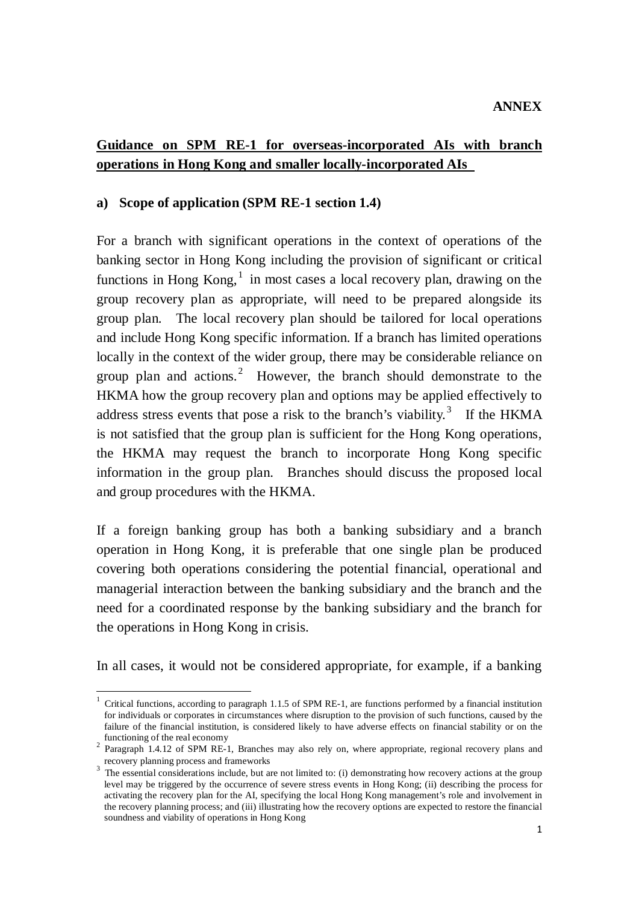**ANNEX**

**Guidance on SPM RE-1 for overseas-incorporated AIs with branch operations in Hong Kong and smaller locally-incorporated AIs**

**a) Scope of application (SPM RE-1 section 1.4)**

For a branch with significant operations in the context of operations of the banking sector in Hong Kong including the provision of significant or critical functions in Hong Kong,[1] in most cases a local recovery plan, drawing on the group recovery plan as appropriate, will need to be prepared alongside its group plan. The local recovery plan should be tailored for local operations and include Hong Kong specific information. If a branch has limited operations locally in the context of the wider group, there may be considerable reliance on group plan and actions.[2] However, the branch should demonstrate to the HKMA how the group recovery plan and options may be applied effectively to address stress events that pose a risk to the branch's viability.[3] If the HKMA is not satisfied that the group plan is sufficient for the Hong Kong operations, the HKMA may request the branch to incorporate Hong Kong specific information in the group plan. Branches should discuss the proposed local and group procedures with the HKMA.

If a foreign banking group has both a banking subsidiary and a branch operation in Hong Kong, it is preferable that one single plan be produced covering both operations considering the potential financial, operational and managerial interaction between the banking subsidiary and the branch and the need for a coordinated response by the banking subsidiary and the branch for the operations in Hong Kong in crisis.

In all cases, it would not be considered appropriate, for example, if a banking

---

[1] Critical functions, according to paragraph 1.1.5 of SPM RE-1, are functions performed by a financial institution for individuals or corporates in circumstances where disruption to the provision of such functions, caused by the failure of the financial institution, is considered likely to have adverse effects on financial stability or on the functioning of the real economy

[2] Paragraph 1.4.12 of SPM RE-1, Branches may also rely on, where appropriate, regional recovery plans and recovery planning process and frameworks

[3] The essential considerations include, but are not limited to: (i) demonstrating how recovery actions at the group level may be triggered by the occurrence of severe stress events in Hong Kong; (ii) describing the process for activating the recovery plan for the AI, specifying the local Hong Kong management's role and involvement in the recovery planning process; and (iii) illustrating how the recovery options are expected to restore the financial soundness and viability of operations in Hong Kong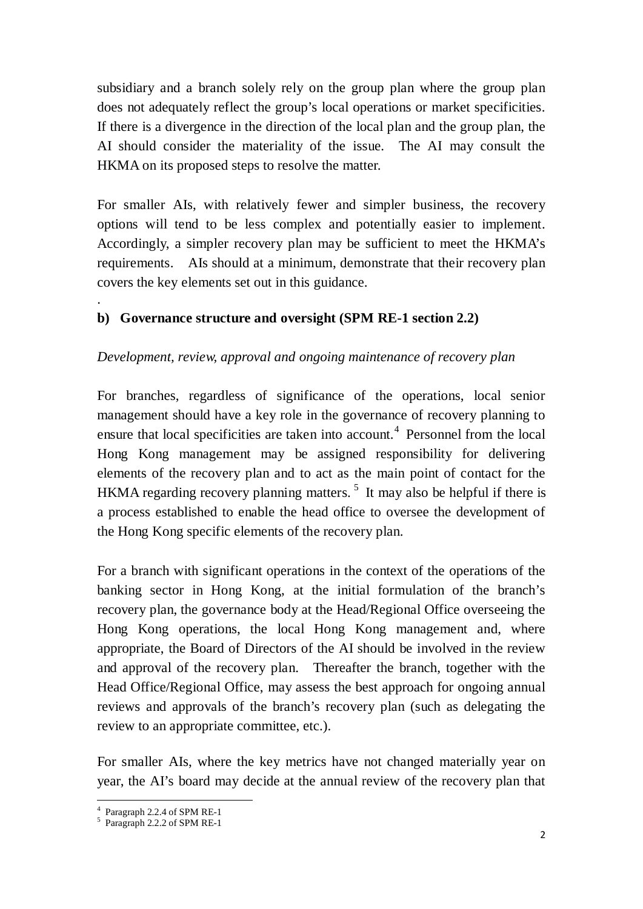subsidiary and a branch solely rely on the group plan where the group plan does not adequately reflect the group's local operations or market specificities. If there is a divergence in the direction of the local plan and the group plan, the AI should consider the materiality of the issue. The AI may consult the HKMA on its proposed steps to resolve the matter.

For smaller AIs, with relatively fewer and simpler business, the recovery options will tend to be less complex and potentially easier to implement. Accordingly, a simpler recovery plan may be sufficient to meet the HKMA's requirements. AIs should at a minimum, demonstrate that their recovery plan covers the key elements set out in this guidance.

.

**b) Governance structure and oversight (SPM RE-1 section 2.2)**

*Development, review, approval and ongoing maintenance of recovery plan*

For branches, regardless of significance of the operations, local senior management should have a key role in the governance of recovery planning to ensure that local specificities are taken into account.[4] Personnel from the local Hong Kong management may be assigned responsibility for delivering elements of the recovery plan and to act as the main point of contact for the HKMA regarding recovery planning matters.[5] It may also be helpful if there is a process established to enable the head office to oversee the development of the Hong Kong specific elements of the recovery plan.

For a branch with significant operations in the context of the operations of the banking sector in Hong Kong, at the initial formulation of the branch's recovery plan, the governance body at the Head/Regional Office overseeing the Hong Kong operations, the local Hong Kong management and, where appropriate, the Board of Directors of the AI should be involved in the review and approval of the recovery plan. Thereafter the branch, together with the Head Office/Regional Office, may assess the best approach for ongoing annual reviews and approvals of the branch's recovery plan (such as delegating the review to an appropriate committee, etc.).

For smaller AIs, where the key metrics have not changed materially year on year, the AI's board may decide at the annual review of the recovery plan that

[4] Paragraph 2.2.4 of SPM RE-1
[5] Paragraph 2.2.2 of SPM RE-1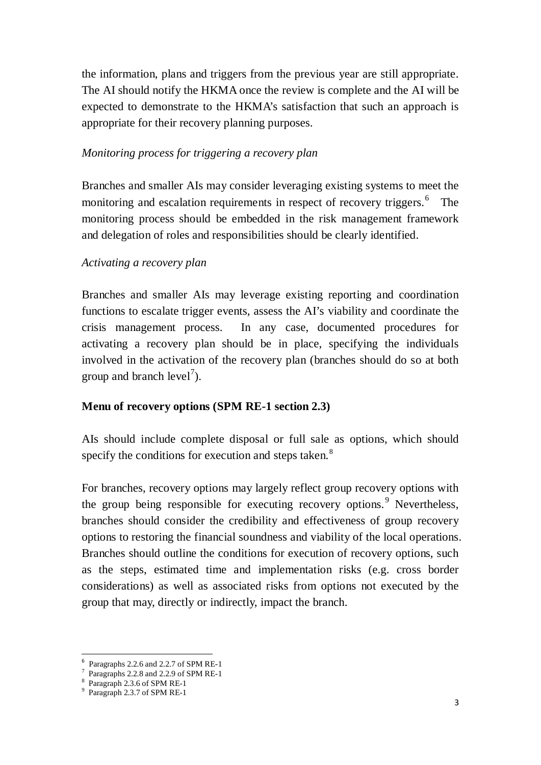the information, plans and triggers from the previous year are still appropriate. The AI should notify the HKMA once the review is complete and the AI will be expected to demonstrate to the HKMA's satisfaction that such an approach is appropriate for their recovery planning purposes.

*Monitoring process for triggering a recovery plan*

Branches and smaller AIs may consider leveraging existing systems to meet the monitoring and escalation requirements in respect of recovery triggers.[6] The monitoring process should be embedded in the risk management framework and delegation of roles and responsibilities should be clearly identified.

*Activating a recovery plan*

Branches and smaller AIs may leverage existing reporting and coordination functions to escalate trigger events, assess the AI's viability and coordinate the crisis management process. In any case, documented procedures for activating a recovery plan should be in place, specifying the individuals involved in the activation of the recovery plan (branches should do so at both group and branch level[7]).

**Menu of recovery options (SPM RE-1 section 2.3)**

AIs should include complete disposal or full sale as options, which should specify the conditions for execution and steps taken.[8]

For branches, recovery options may largely reflect group recovery options with the group being responsible for executing recovery options.[9] Nevertheless, branches should consider the credibility and effectiveness of group recovery options to restoring the financial soundness and viability of the local operations. Branches should outline the conditions for execution of recovery options, such as the steps, estimated time and implementation risks (e.g. cross border considerations) as well as associated risks from options not executed by the group that may, directly or indirectly, impact the branch.

---

[6] Paragraphs 2.2.6 and 2.2.7 of SPM RE-1

[7] Paragraphs 2.2.8 and 2.2.9 of SPM RE-1

[8] Paragraph 2.3.6 of SPM RE-1

[9] Paragraph 2.3.7 of SPM RE-1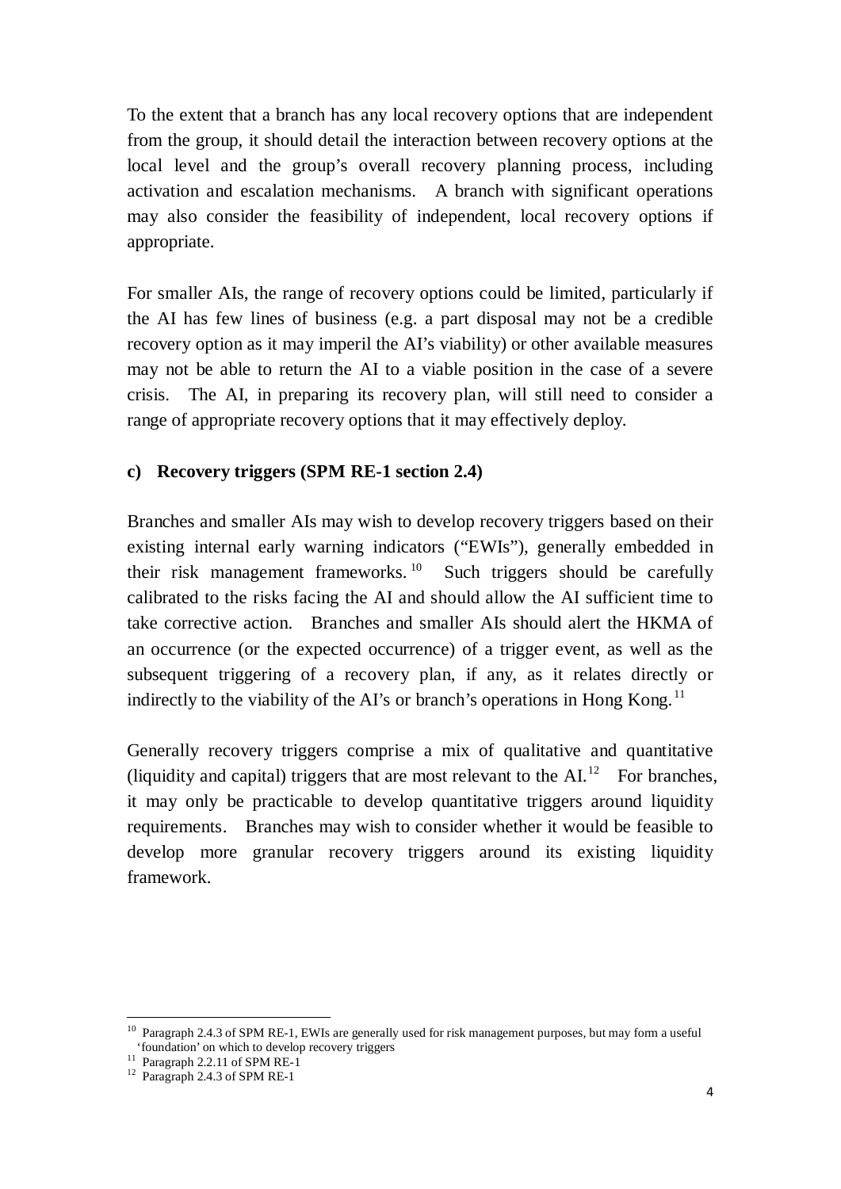To the extent that a branch has any local recovery options that are independent from the group, it should detail the interaction between recovery options at the local level and the group's overall recovery planning process, including activation and escalation mechanisms. A branch with significant operations may also consider the feasibility of independent, local recovery options if appropriate.

For smaller AIs, the range of recovery options could be limited, particularly if the AI has few lines of business (e.g. a part disposal may not be a credible recovery option as it may imperil the AI's viability) or other available measures may not be able to return the AI to a viable position in the case of a severe crisis. The AI, in preparing its recovery plan, will still need to consider a range of appropriate recovery options that it may effectively deploy.

### c) Recovery triggers (SPM RE-1 section 2.4)

Branches and smaller AIs may wish to develop recovery triggers based on their existing internal early warning indicators ("EWIs"), generally embedded in their risk management frameworks.[10] Such triggers should be carefully calibrated to the risks facing the AI and should allow the AI sufficient time to take corrective action. Branches and smaller AIs should alert the HKMA of an occurrence (or the expected occurrence) of a trigger event, as well as the subsequent triggering of a recovery plan, if any, as it relates directly or indirectly to the viability of the AI's or branch's operations in Hong Kong.[11]

Generally recovery triggers comprise a mix of qualitative and quantitative (liquidity and capital) triggers that are most relevant to the AI.[12] For branches, it may only be practicable to develop quantitative triggers around liquidity requirements. Branches may wish to consider whether it would be feasible to develop more granular recovery triggers around its existing liquidity framework.

---

[10] Paragraph 2.4.3 of SPM RE-1, EWIs are generally used for risk management purposes, but may form a useful 'foundation' on which to develop recovery triggers

[11] Paragraph 2.2.11 of SPM RE-1

[12] Paragraph 2.4.3 of SPM RE-1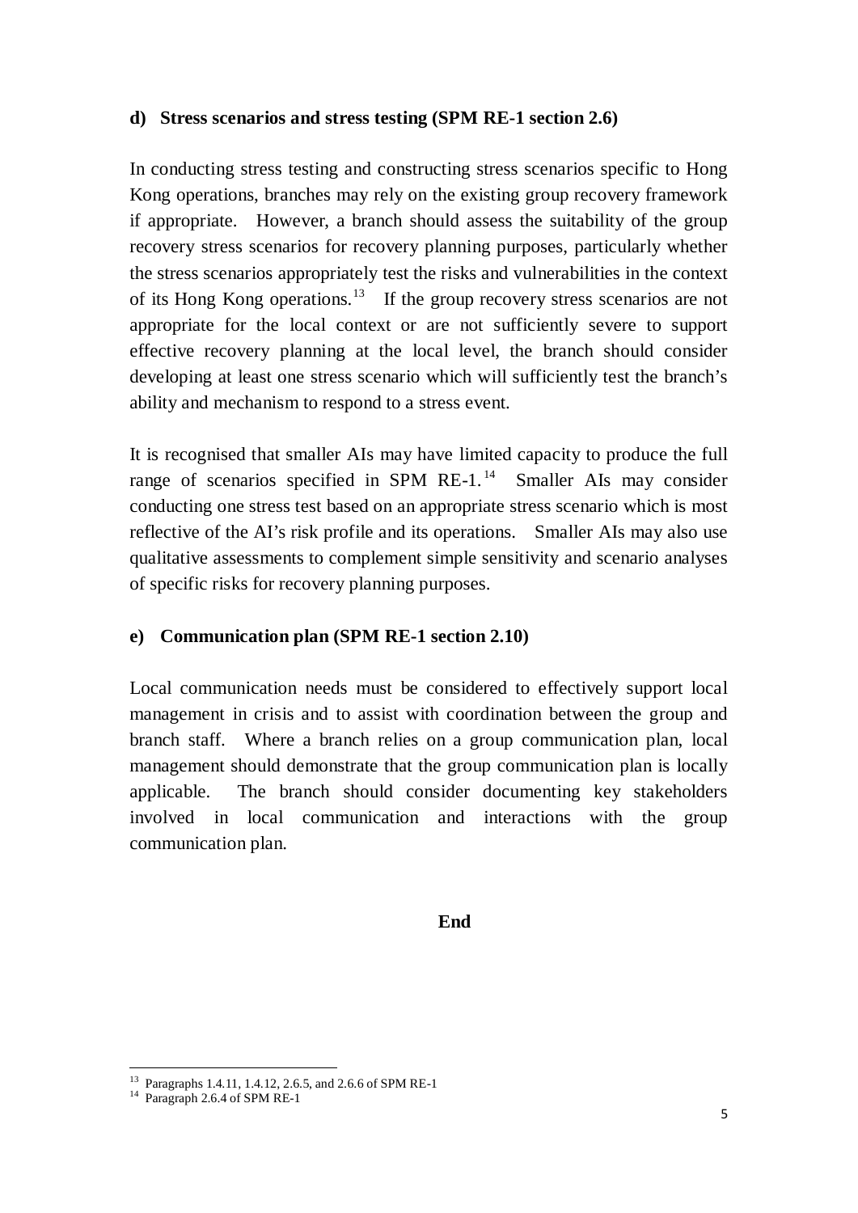**d) Stress scenarios and stress testing (SPM RE-1 section 2.6)**

In conducting stress testing and constructing stress scenarios specific to Hong Kong operations, branches may rely on the existing group recovery framework if appropriate. However, a branch should assess the suitability of the group recovery stress scenarios for recovery planning purposes, particularly whether the stress scenarios appropriately test the risks and vulnerabilities in the context of its Hong Kong operations.[13] If the group recovery stress scenarios are not appropriate for the local context or are not sufficiently severe to support effective recovery planning at the local level, the branch should consider developing at least one stress scenario which will sufficiently test the branch's ability and mechanism to respond to a stress event.

It is recognised that smaller AIs may have limited capacity to produce the full range of scenarios specified in SPM RE-1.[14] Smaller AIs may consider conducting one stress test based on an appropriate stress scenario which is most reflective of the AI's risk profile and its operations. Smaller AIs may also use qualitative assessments to complement simple sensitivity and scenario analyses of specific risks for recovery planning purposes.

**e) Communication plan (SPM RE-1 section 2.10)**

Local communication needs must be considered to effectively support local management in crisis and to assist with coordination between the group and branch staff. Where a branch relies on a group communication plan, local management should demonstrate that the group communication plan is locally applicable. The branch should consider documenting key stakeholders involved in local communication and interactions with the group communication plan.

**End**

[13] Paragraphs 1.4.11, 1.4.12, 2.6.5, and 2.6.6 of SPM RE-1

[14] Paragraph 2.6.4 of SPM RE-1